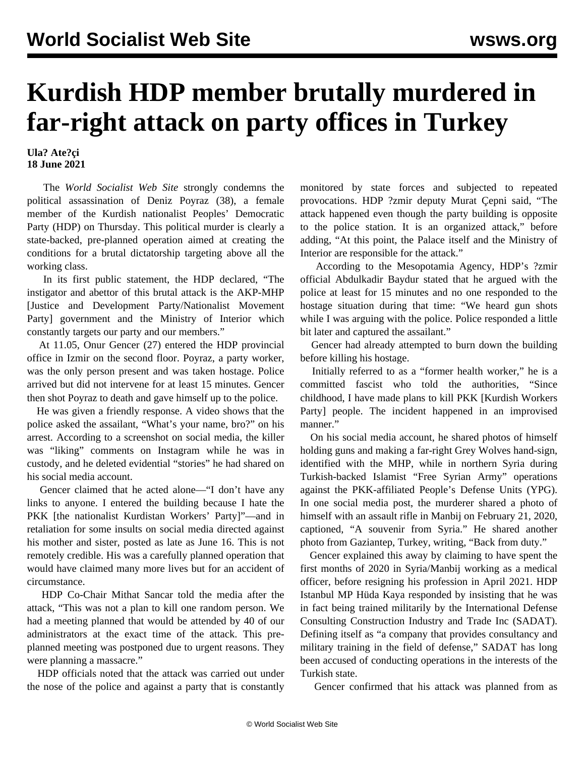# Kurdish HDP member brutally murdered in far-right attack on party offices in Turkey

**Ula? Ate?çi**
**18 June 2021**

The *World Socialist Web Site* strongly condemns the political assassination of Deniz Poyraz (38), a female member of the Kurdish nationalist Peoples' Democratic Party (HDP) on Thursday. This political murder is clearly a state-backed, pre-planned operation aimed at creating the conditions for a brutal dictatorship targeting above all the working class.

In its first public statement, the HDP declared, "The instigator and abettor of this brutal attack is the AKP-MHP [Justice and Development Party/Nationalist Movement Party] government and the Ministry of Interior which constantly targets our party and our members."

At 11.05, Onur Gencer (27) entered the HDP provincial office in Izmir on the second floor. Poyraz, a party worker, was the only person present and was taken hostage. Police arrived but did not intervene for at least 15 minutes. Gencer then shot Poyraz to death and gave himself up to the police.

He was given a friendly response. A video shows that the police asked the assailant, "What's your name, bro?" on his arrest. According to a screenshot on social media, the killer was "liking" comments on Instagram while he was in custody, and he deleted evidential "stories" he had shared on his social media account.

Gencer claimed that he acted alone—"I don't have any links to anyone. I entered the building because I hate the PKK [the nationalist Kurdistan Workers' Party]"—and in retaliation for some insults on social media directed against his mother and sister, posted as late as June 16. This is not remotely credible. His was a carefully planned operation that would have claimed many more lives but for an accident of circumstance.

HDP Co-Chair Mithat Sancar told the media after the attack, "This was not a plan to kill one random person. We had a meeting planned that would be attended by 40 of our administrators at the exact time of the attack. This pre-planned meeting was postponed due to urgent reasons. They were planning a massacre."

HDP officials noted that the attack was carried out under the nose of the police and against a party that is constantly monitored by state forces and subjected to repeated provocations. HDP ?zmir deputy Murat Çepni said, "The attack happened even though the party building is opposite to the police station. It is an organized attack," before adding, "At this point, the Palace itself and the Ministry of Interior are responsible for the attack."

According to the Mesopotamia Agency, HDP's ?zmir official Abdulkadir Baydur stated that he argued with the police at least for 15 minutes and no one responded to the hostage situation during that time: "We heard gun shots while I was arguing with the police. Police responded a little bit later and captured the assailant."

Gencer had already attempted to burn down the building before killing his hostage.

Initially referred to as a "former health worker," he is a committed fascist who told the authorities, "Since childhood, I have made plans to kill PKK [Kurdish Workers Party] people. The incident happened in an improvised manner."

On his social media account, he shared photos of himself holding guns and making a far-right Grey Wolves hand-sign, identified with the MHP, while in northern Syria during Turkish-backed Islamist "Free Syrian Army" operations against the PKK-affiliated People's Defense Units (YPG). In one social media post, the murderer shared a photo of himself with an assault rifle in Manbij on February 21, 2020, captioned, "A souvenir from Syria." He shared another photo from Gaziantep, Turkey, writing, "Back from duty."

Gencer explained this away by claiming to have spent the first months of 2020 in Syria/Manbij working as a medical officer, before resigning his profession in April 2021. HDP Istanbul MP Hüda Kaya responded by insisting that he was in fact being trained militarily by the International Defense Consulting Construction Industry and Trade Inc (SADAT). Defining itself as "a company that provides consultancy and military training in the field of defense," SADAT has long been accused of conducting operations in the interests of the Turkish state.

Gencer confirmed that his attack was planned from as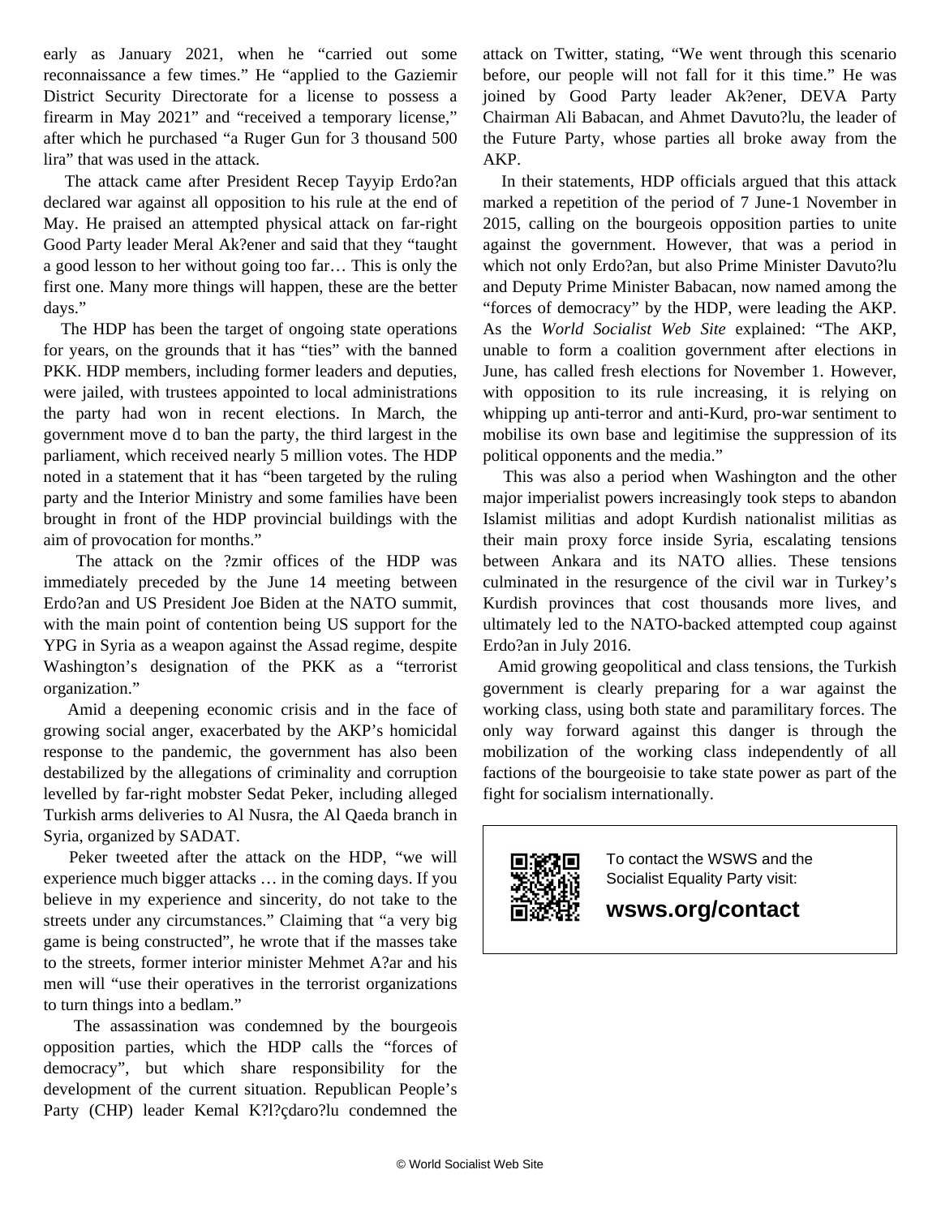early as January 2021, when he "carried out some reconnaissance a few times." He "applied to the Gaziemir District Security Directorate for a license to possess a firearm in May 2021" and "received a temporary license," after which he purchased "a Ruger Gun for 3 thousand 500 lira" that was used in the attack.

The attack came after President Recep Tayyip Erdo?an declared war against all opposition to his rule at the end of May. He praised an attempted physical attack on far-right Good Party leader Meral Ak?ener and said that they "taught a good lesson to her without going too far… This is only the first one. Many more things will happen, these are the better days."

The HDP has been the target of ongoing state operations for years, on the grounds that it has "ties" with the banned PKK. HDP members, including former leaders and deputies, were jailed, with trustees appointed to local administrations the party had won in recent elections. In March, the government move d to ban the party, the third largest in the parliament, which received nearly 5 million votes. The HDP noted in a statement that it has "been targeted by the ruling party and the Interior Ministry and some families have been brought in front of the HDP provincial buildings with the aim of provocation for months."

The attack on the ?zmir offices of the HDP was immediately preceded by the June 14 meeting between Erdo?an and US President Joe Biden at the NATO summit, with the main point of contention being US support for the YPG in Syria as a weapon against the Assad regime, despite Washington's designation of the PKK as a "terrorist organization."

Amid a deepening economic crisis and in the face of growing social anger, exacerbated by the AKP's homicidal response to the pandemic, the government has also been destabilized by the allegations of criminality and corruption levelled by far-right mobster Sedat Peker, including alleged Turkish arms deliveries to Al Nusra, the Al Qaeda branch in Syria, organized by SADAT.

Peker tweeted after the attack on the HDP, "we will experience much bigger attacks … in the coming days. If you believe in my experience and sincerity, do not take to the streets under any circumstances." Claiming that "a very big game is being constructed", he wrote that if the masses take to the streets, former interior minister Mehmet A?ar and his men will "use their operatives in the terrorist organizations to turn things into a bedlam."

The assassination was condemned by the bourgeois opposition parties, which the HDP calls the "forces of democracy", but which share responsibility for the development of the current situation. Republican People's Party (CHP) leader Kemal K?l?çdaro?lu condemned the attack on Twitter, stating, "We went through this scenario before, our people will not fall for it this time." He was joined by Good Party leader Ak?ener, DEVA Party Chairman Ali Babacan, and Ahmet Davuto?lu, the leader of the Future Party, whose parties all broke away from the AKP.

In their statements, HDP officials argued that this attack marked a repetition of the period of 7 June-1 November in 2015, calling on the bourgeois opposition parties to unite against the government. However, that was a period in which not only Erdo?an, but also Prime Minister Davuto?lu and Deputy Prime Minister Babacan, now named among the "forces of democracy" by the HDP, were leading the AKP. As the *World Socialist Web Site* explained: "The AKP, unable to form a coalition government after elections in June, has called fresh elections for November 1. However, with opposition to its rule increasing, it is relying on whipping up anti-terror and anti-Kurd, pro-war sentiment to mobilise its own base and legitimise the suppression of its political opponents and the media."

This was also a period when Washington and the other major imperialist powers increasingly took steps to abandon Islamist militias and adopt Kurdish nationalist militias as their main proxy force inside Syria, escalating tensions between Ankara and its NATO allies. These tensions culminated in the resurgence of the civil war in Turkey's Kurdish provinces that cost thousands more lives, and ultimately led to the NATO-backed attempted coup against Erdo?an in July 2016.

Amid growing geopolitical and class tensions, the Turkish government is clearly preparing for a war against the working class, using both state and paramilitary forces. The only way forward against this danger is through the mobilization of the working class independently of all factions of the bourgeoisie to take state power as part of the fight for socialism internationally.

To contact the WSWS and the Socialist Equality Party visit:

**wsws.org/contact**